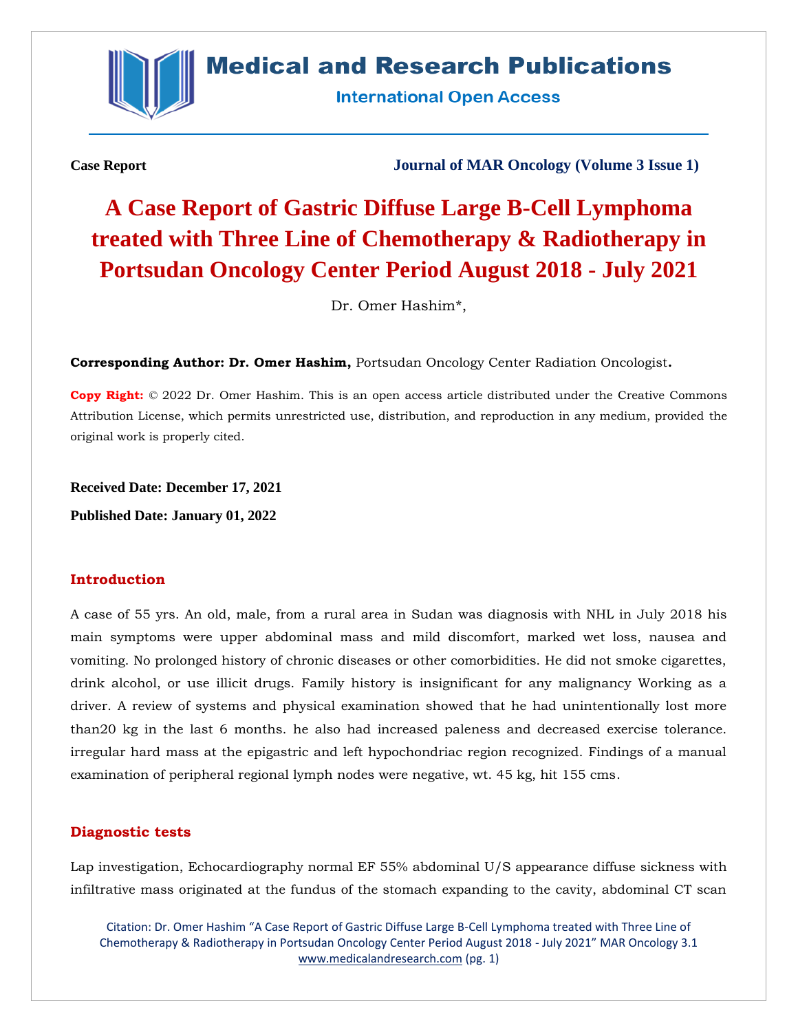Case Report

Journal of MAR Oncology (Volume 3 Issue 1)

# A Case Report of Gastric Diffuse Large B-Cell Lymphoma treated with Three Line of Chemotherapy & Radiotherapy in Portsudan Oncology Center Period August 2018 - July 2021

Dr. Omer Hashim*,

**Corresponding Author: Dr. Omer Hashim,** Portsudan Oncology Center Radiation Oncologist**.**

**Copy Right:** © 2022 Dr. Omer Hashim. This is an open access article distributed under the Creative Commons Attribution License, which permits unrestricted use, distribution, and reproduction in any medium, provided the original work is properly cited.

**Received Date: December 17, 2021**

**Published Date: January 01, 2022**

## Introduction

A case of 55 yrs. An old, male, from a rural area in Sudan was diagnosis with NHL in July 2018 his main symptoms were upper abdominal mass and mild discomfort, marked wet loss, nausea and vomiting. No prolonged history of chronic diseases or other comorbidities. He did not smoke cigarettes, drink alcohol, or use illicit drugs. Family history is insignificant for any malignancy Working as a driver. A review of systems and physical examination showed that he had unintentionally lost more than20 kg in the last 6 months. he also had increased paleness and decreased exercise tolerance. irregular hard mass at the epigastric and left hypochondriac region recognized. Findings of a manual examination of peripheral regional lymph nodes were negative, wt. 45 kg, hit 155 cms.

## Diagnostic tests

Lap investigation, Echocardiography normal EF 55% abdominal U/S appearance diffuse sickness with infiltrative mass originated at the fundus of the stomach expanding to the cavity, abdominal CT scan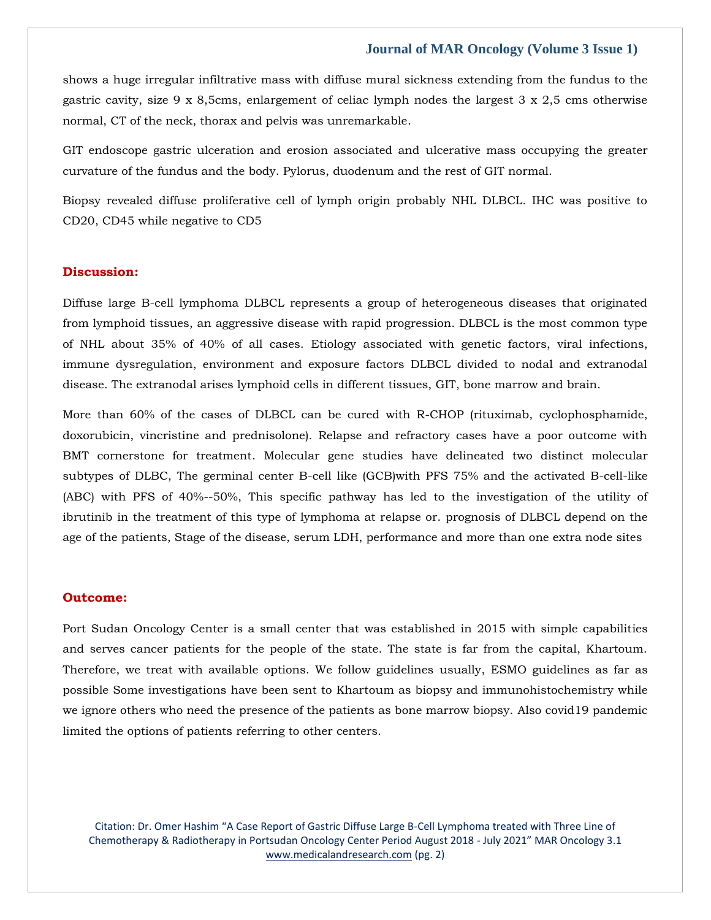shows a huge irregular infiltrative mass with diffuse mural sickness extending from the fundus to the gastric cavity, size 9 x 8,5cms, enlargement of celiac lymph nodes the largest 3 x 2,5 cms otherwise normal, CT of the neck, thorax and pelvis was unremarkable.

GIT endoscope gastric ulceration and erosion associated and ulcerative mass occupying the greater curvature of the fundus and the body. Pylorus, duodenum and the rest of GIT normal.

Biopsy revealed diffuse proliferative cell of lymph origin probably NHL DLBCL. IHC was positive to CD20, CD45 while negative to CD5

## Discussion:

Diffuse large B-cell lymphoma DLBCL represents a group of heterogeneous diseases that originated from lymphoid tissues, an aggressive disease with rapid progression. DLBCL is the most common type of NHL about 35% of 40% of all cases. Etiology associated with genetic factors, viral infections, immune dysregulation, environment and exposure factors DLBCL divided to nodal and extranodal disease. The extranodal arises lymphoid cells in different tissues, GIT, bone marrow and brain.

More than 60% of the cases of DLBCL can be cured with R-CHOP (rituximab, cyclophosphamide, doxorubicin, vincristine and prednisolone). Relapse and refractory cases have a poor outcome with BMT cornerstone for treatment. Molecular gene studies have delineated two distinct molecular subtypes of DLBC, The germinal center B-cell like (GCB)with PFS 75% and the activated B-cell-like (ABC) with PFS of 40%--50%, This specific pathway has led to the investigation of the utility of ibrutinib in the treatment of this type of lymphoma at relapse or. prognosis of DLBCL depend on the age of the patients, Stage of the disease, serum LDH, performance and more than one extra node sites

## Outcome:

Port Sudan Oncology Center is a small center that was established in 2015 with simple capabilities and serves cancer patients for the people of the state. The state is far from the capital, Khartoum. Therefore, we treat with available options. We follow guidelines usually, ESMO guidelines as far as possible Some investigations have been sent to Khartoum as biopsy and immunohistochemistry while we ignore others who need the presence of the patients as bone marrow biopsy. Also covid19 pandemic limited the options of patients referring to other centers.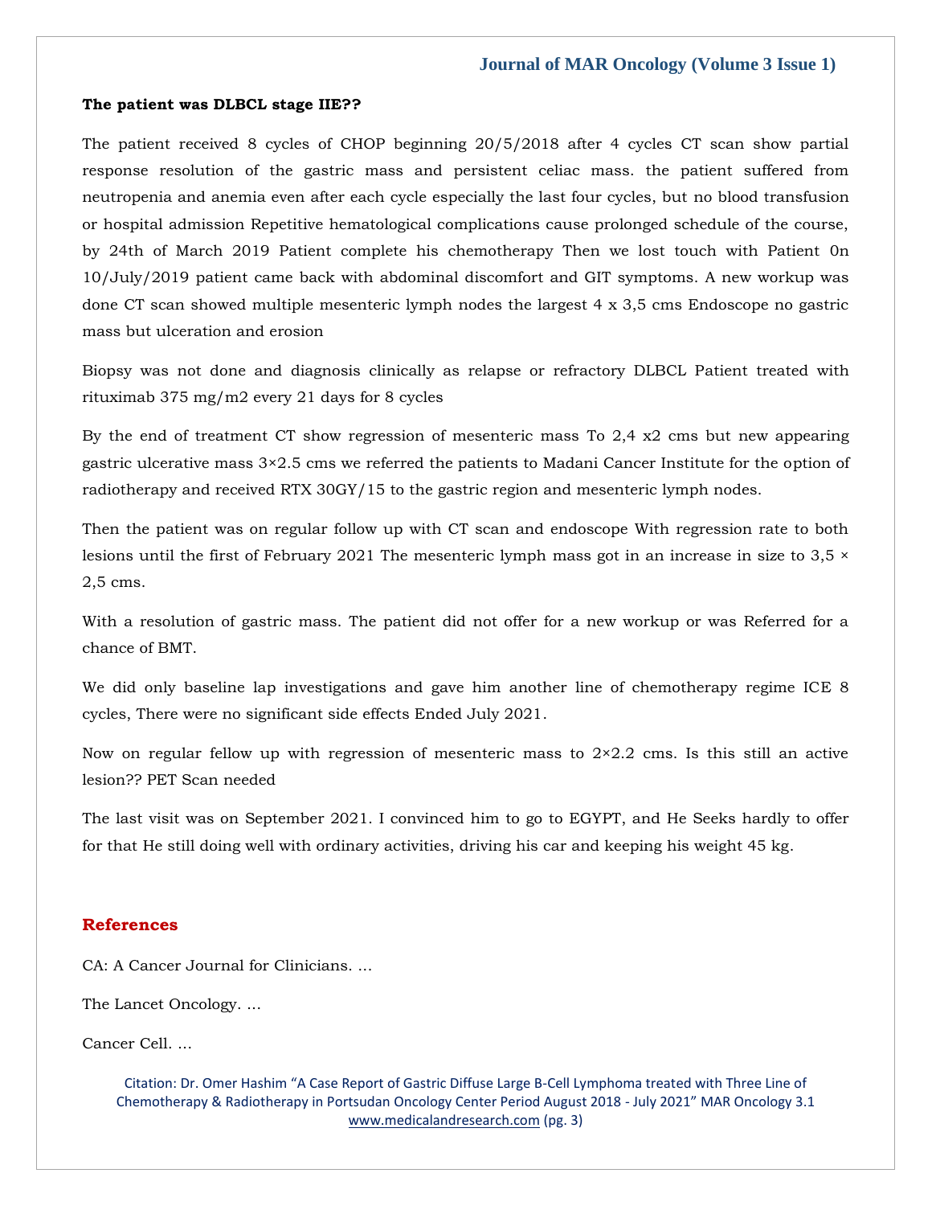**The patient was DLBCL stage IIE??**

The patient received 8 cycles of CHOP beginning 20/5/2018 after 4 cycles CT scan show partial response resolution of the gastric mass and persistent celiac mass. the patient suffered from neutropenia and anemia even after each cycle especially the last four cycles, but no blood transfusion or hospital admission Repetitive hematological complications cause prolonged schedule of the course, by 24th of March 2019 Patient complete his chemotherapy Then we lost touch with Patient 0n 10/July/2019 patient came back with abdominal discomfort and GIT symptoms. A new workup was done CT scan showed multiple mesenteric lymph nodes the largest 4 x 3,5 cms Endoscope no gastric mass but ulceration and erosion

Biopsy was not done and diagnosis clinically as relapse or refractory DLBCL Patient treated with rituximab 375 mg/m2 every 21 days for 8 cycles

By the end of treatment CT show regression of mesenteric mass To 2,4 x2 cms but new appearing gastric ulcerative mass 3×2.5 cms we referred the patients to Madani Cancer Institute for the option of radiotherapy and received RTX 30GY/15 to the gastric region and mesenteric lymph nodes.

Then the patient was on regular follow up with CT scan and endoscope With regression rate to both lesions until the first of February 2021 The mesenteric lymph mass got in an increase in size to 3,5 × 2,5 cms.

With a resolution of gastric mass. The patient did not offer for a new workup or was Referred for a chance of BMT.

We did only baseline lap investigations and gave him another line of chemotherapy regime ICE 8 cycles, There were no significant side effects Ended July 2021.

Now on regular fellow up with regression of mesenteric mass to 2×2.2 cms. Is this still an active lesion?? PET Scan needed

The last visit was on September 2021. I convinced him to go to EGYPT, and He Seeks hardly to offer for that He still doing well with ordinary activities, driving his car and keeping his weight 45 kg.

## References

CA: A Cancer Journal for Clinicians. ...

The Lancet Oncology. ...

Cancer Cell. ...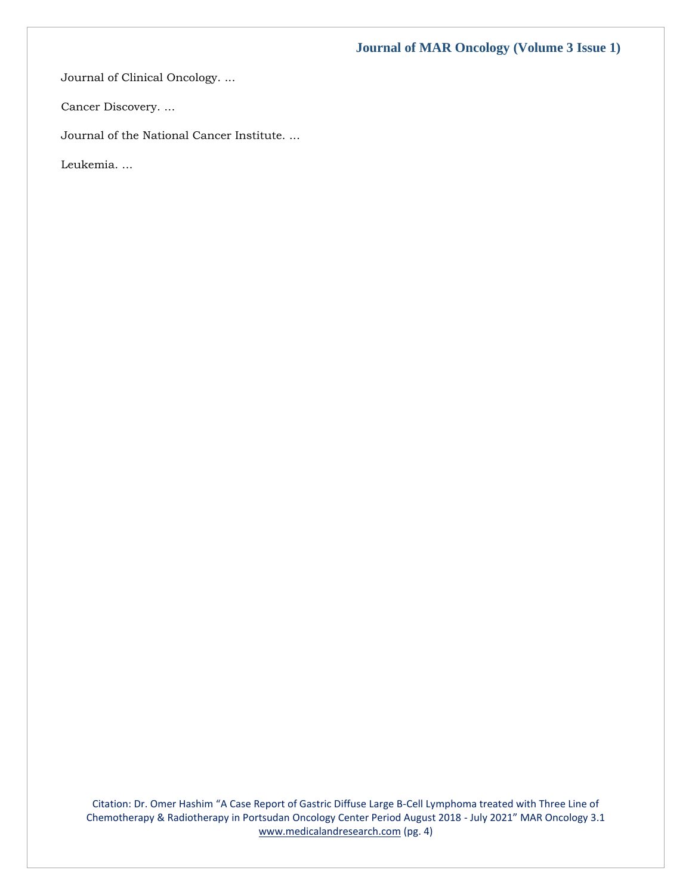Journal of Clinical Oncology. ...

Cancer Discovery. ...

Journal of the National Cancer Institute. ...

Leukemia. ...